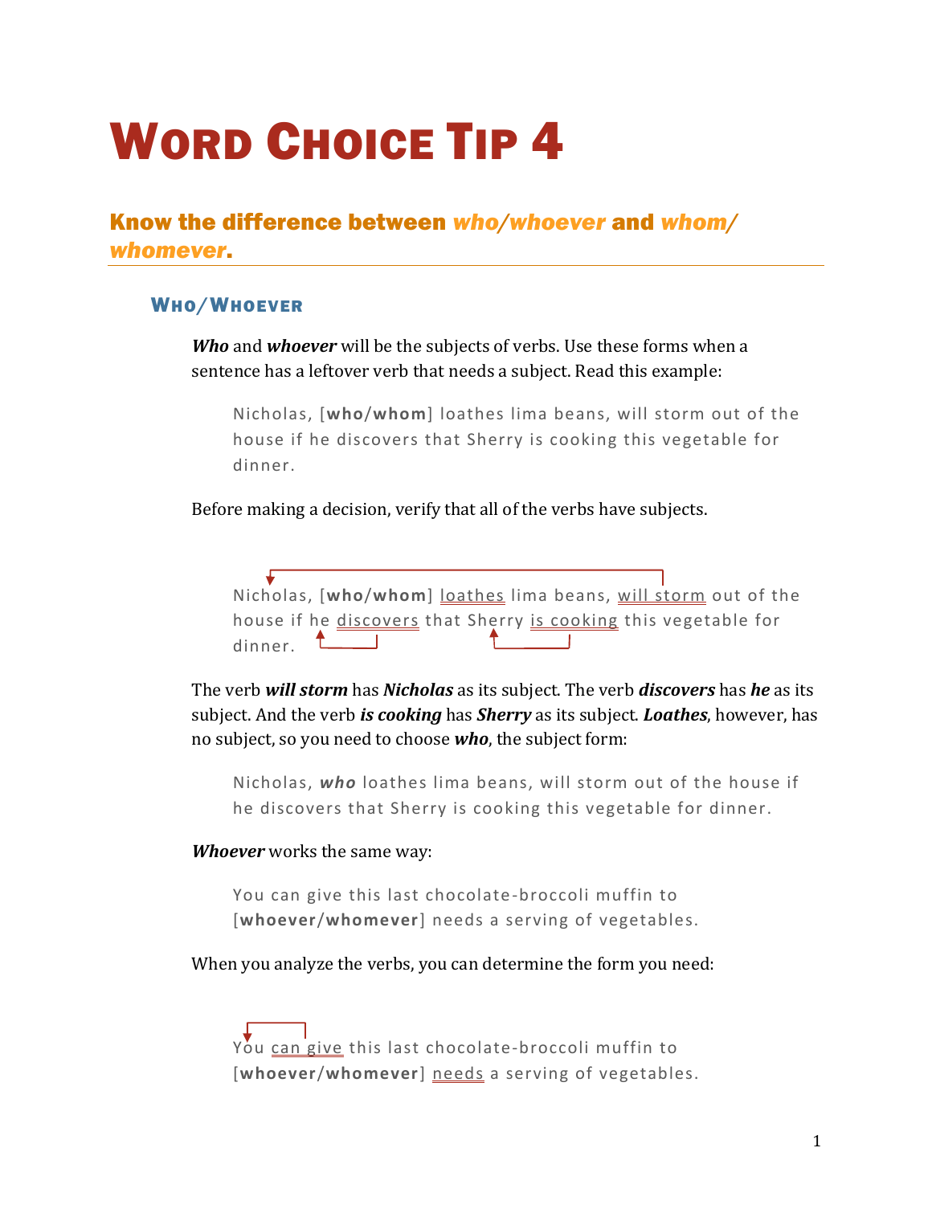# Word Choice Tip 4

## Know the difference between *who/whoever* and *whom/whomever*.

### Who/Whoever

***Who*** and ***whoever*** will be the subjects of verbs. Use these forms when a sentence has a leftover verb that needs a subject. Read this example:

> Nicholas, [**who**/**whom**] loathes lima beans, will storm out of the house if he discovers that Sherry is cooking this vegetable for dinner.

Before making a decision, verify that all of the verbs have subjects.

> Nicholas, [**who**/**whom**] loathes lima beans, will storm out of the house if he discovers that Sherry is cooking this vegetable for dinner.

The verb ***will storm*** has ***Nicholas*** as its subject. The verb ***discovers*** has ***he*** as its subject. And the verb ***is cooking*** has ***Sherry*** as its subject. ***Loathes***, however, has no subject, so you need to choose ***who***, the subject form:

> Nicholas, ***who*** loathes lima beans, will storm out of the house if he discovers that Sherry is cooking this vegetable for dinner.

***Whoever*** works the same way:

> You can give this last chocolate-broccoli muffin to [**whoever**/**whomever**] needs a serving of vegetables.

When you analyze the verbs, you can determine the form you need:

> You can give this last chocolate-broccoli muffin to [**whoever**/**whomever**] needs a serving of vegetables.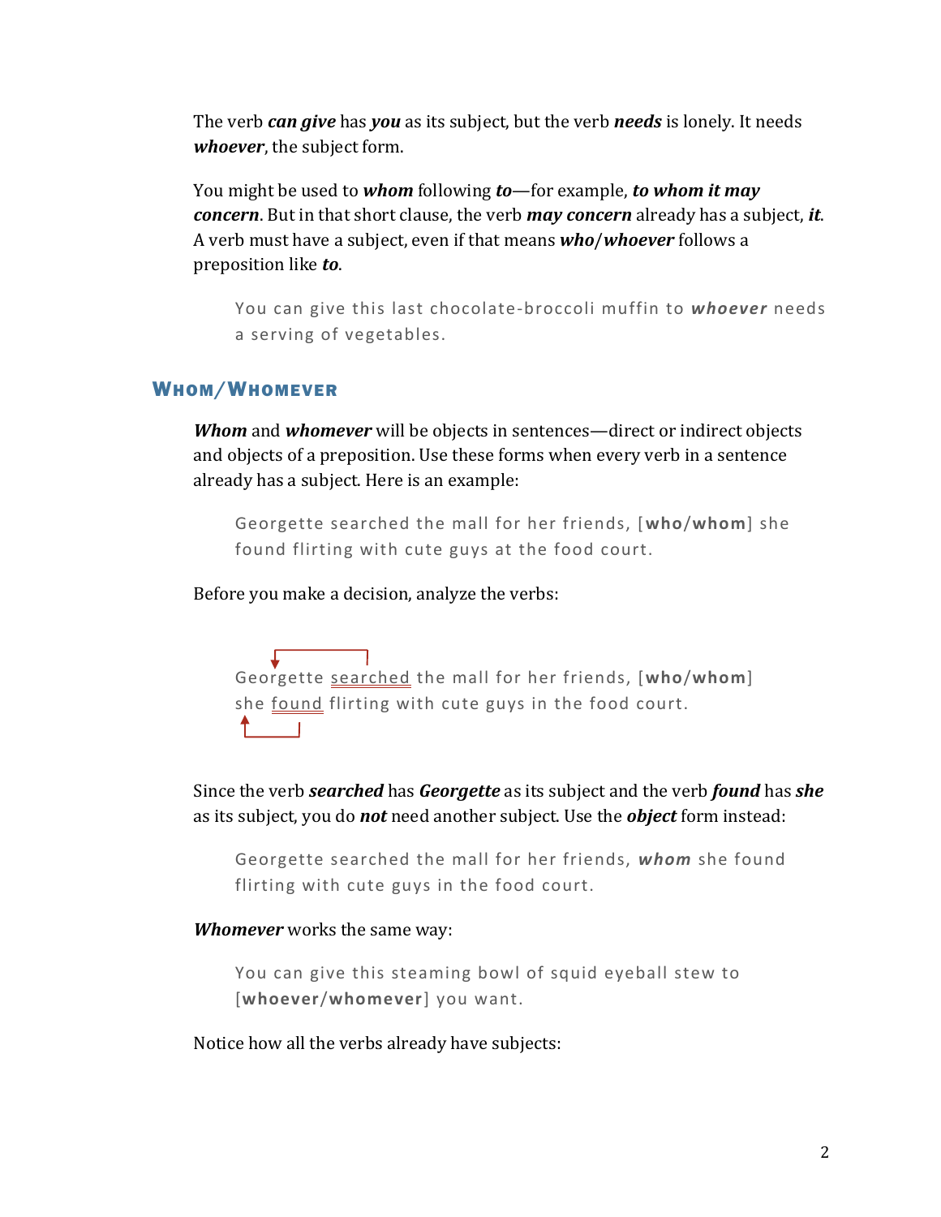The verb ***can give*** has ***you*** as its subject, but the verb ***needs*** is lonely. It needs ***whoever***, the subject form.

You might be used to ***whom*** following ***to***—for example, ***to whom it may concern***. But in that short clause, the verb ***may concern*** already has a subject, ***it***. A verb must have a subject, even if that means ***who***/***whoever*** follows a preposition like ***to***.

> You can give this last chocolate-broccoli muffin to ***whoever*** needs a serving of vegetables.

## Whom/Whomever

***Whom*** and ***whomever*** will be objects in sentences—direct or indirect objects and objects of a preposition. Use these forms when every verb in a sentence already has a subject. Here is an example:

> Georgette searched the mall for her friends, [**who**/**whom**] she found flirting with cute guys at the food court.

Before you make a decision, analyze the verbs:

> Georgette searched the mall for her friends, [**who**/**whom**] she found flirting with cute guys in the food court.

Since the verb ***searched*** has ***Georgette*** as its subject and the verb ***found*** has ***she*** as its subject, you do ***not*** need another subject. Use the ***object*** form instead:

> Georgette searched the mall for her friends, ***whom*** she found flirting with cute guys in the food court.

***Whomever*** works the same way:

> You can give this steaming bowl of squid eyeball stew to [**whoever**/**whomever**] you want.

Notice how all the verbs already have subjects: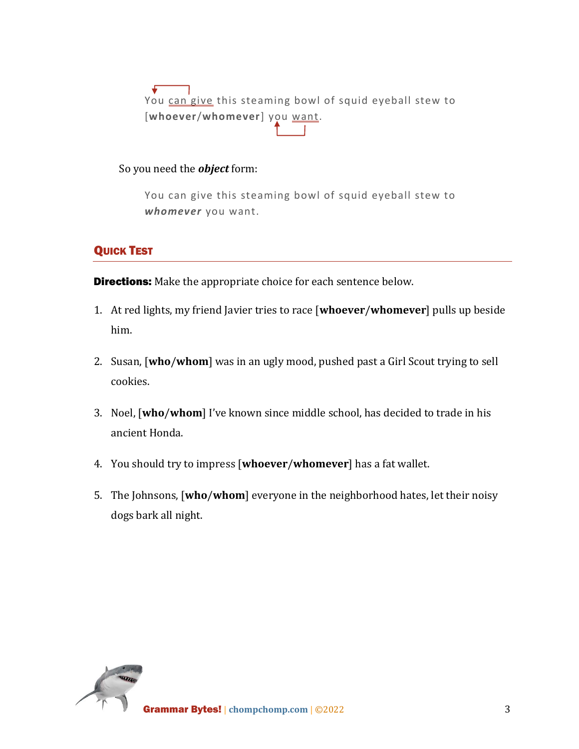You can give this steaming bowl of squid eyeball stew to [**whoever**/**whomever**] you want.

So you need the ***object*** form:

> You can give this steaming bowl of squid eyeball stew to ***whomever*** you want.

## Quick Test

**Directions:** Make the appropriate choice for each sentence below.

1. At red lights, my friend Javier tries to race [**whoever**/**whomever**] pulls up beside him.

2. Susan, [**who**/**whom**] was in an ugly mood, pushed past a Girl Scout trying to sell cookies.

3. Noel, [**who**/**whom**] I've known since middle school, has decided to trade in his ancient Honda.

4. You should try to impress [**whoever**/**whomever**] has a fat wallet.

5. The Johnsons, [**who**/**whom**] everyone in the neighborhood hates, let their noisy dogs bark all night.